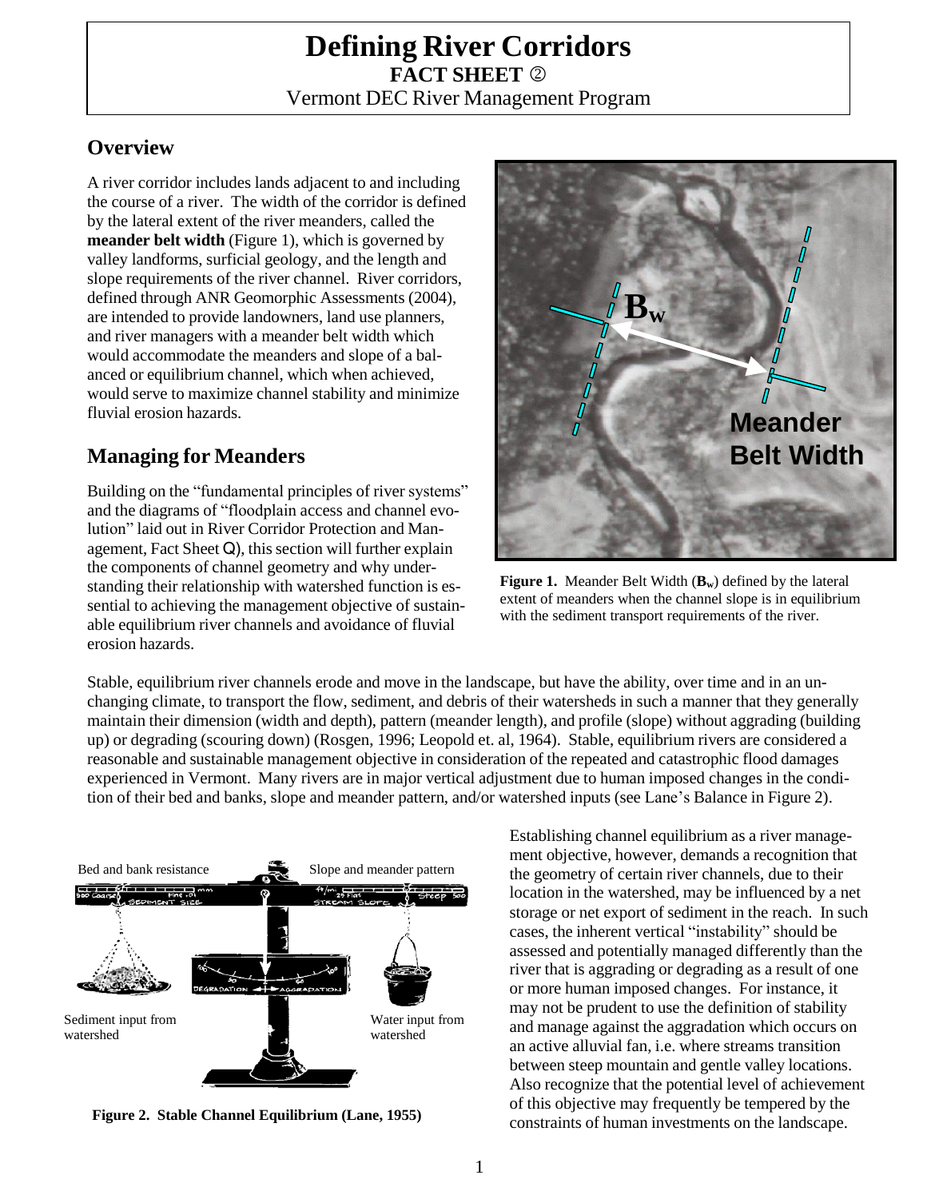# Defining River Corridors

**FACT SHEET ②**

Vermont DEC River Management Program

## Overview

A river corridor includes lands adjacent to and including the course of a river. The width of the corridor is defined by the lateral extent of the river meanders, called the **meander belt width** (Figure 1), which is governed by valley landforms, surficial geology, and the length and slope requirements of the river channel. River corridors, defined through ANR Geomorphic Assessments (2004), are intended to provide landowners, land use planners, and river managers with a meander belt width which would accommodate the meanders and slope of a balanced or equilibrium channel, which when achieved, would serve to maximize channel stability and minimize fluvial erosion hazards.

## Managing for Meanders

Building on the "fundamental principles of river systems" and the diagrams of "floodplain access and channel evolution" laid out in River Corridor Protection and Management, Fact Sheet ①), this section will further explain the components of channel geometry and why understanding their relationship with watershed function is essential to achieving the management objective of sustainable equilibrium river channels and avoidance of fluvial erosion hazards.

**Figure 1.** Meander Belt Width ($B_w$) defined by the lateral extent of meanders when the channel slope is in equilibrium with the sediment transport requirements of the river.

Stable, equilibrium river channels erode and move in the landscape, but have the ability, over time and in an unchanging climate, to transport the flow, sediment, and debris of their watersheds in such a manner that they generally maintain their dimension (width and depth), pattern (meander length), and profile (slope) without aggrading (building up) or degrading (scouring down) (Rosgen, 1996; Leopold et. al, 1964). Stable, equilibrium rivers are considered a reasonable and sustainable management objective in consideration of the repeated and catastrophic flood damages experienced in Vermont. Many rivers are in major vertical adjustment due to human imposed changes in the condition of their bed and banks, slope and meander pattern, and/or watershed inputs (see Lane's Balance in Figure 2).

**Figure 2. Stable Channel Equilibrium (Lane, 1955)**

Establishing channel equilibrium as a river management objective, however, demands a recognition that the geometry of certain river channels, due to their location in the watershed, may be influenced by a net storage or net export of sediment in the reach. In such cases, the inherent vertical "instability" should be assessed and potentially managed differently than the river that is aggrading or degrading as a result of one or more human imposed changes. For instance, it may not be prudent to use the definition of stability and manage against the aggradation which occurs on an active alluvial fan, i.e. where streams transition between steep mountain and gentle valley locations. Also recognize that the potential level of achievement of this objective may frequently be tempered by the constraints of human investments on the landscape.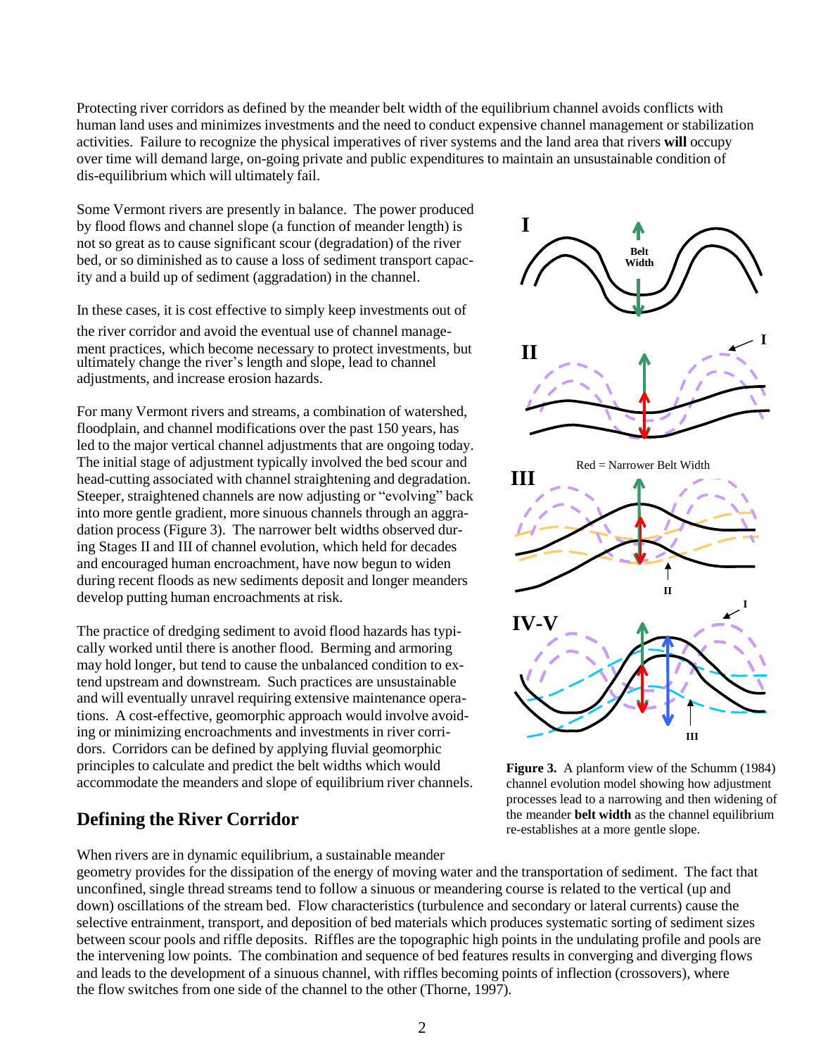Protecting river corridors as defined by the meander belt width of the equilibrium channel avoids conflicts with human land uses and minimizes investments and the need to conduct expensive channel management or stabilization activities. Failure to recognize the physical imperatives of river systems and the land area that rivers **will** occupy over time will demand large, on-going private and public expenditures to maintain an unsustainable condition of dis-equilibrium which will ultimately fail.

Some Vermont rivers are presently in balance. The power produced by flood flows and channel slope (a function of meander length) is not so great as to cause significant scour (degradation) of the river bed, or so diminished as to cause a loss of sediment transport capacity and a build up of sediment (aggradation) in the channel.

In these cases, it is cost effective to simply keep investments out of the river corridor and avoid the eventual use of channel management practices, which become necessary to protect investments, but ultimately change the river's length and slope, lead to channel adjustments, and increase erosion hazards.

For many Vermont rivers and streams, a combination of watershed, floodplain, and channel modifications over the past 150 years, has led to the major vertical channel adjustments that are ongoing today. The initial stage of adjustment typically involved the bed scour and head-cutting associated with channel straightening and degradation. Steeper, straightened channels are now adjusting or "evolving" back into more gentle gradient, more sinuous channels through an aggradation process (Figure 3). The narrower belt widths observed during Stages II and III of channel evolution, which held for decades and encouraged human encroachment, have now begun to widen during recent floods as new sediments deposit and longer meanders develop putting human encroachments at risk.

The practice of dredging sediment to avoid flood hazards has typically worked until there is another flood. Berming and armoring may hold longer, but tend to cause the unbalanced condition to extend upstream and downstream. Such practices are unsustainable and will eventually unravel requiring extensive maintenance operations. A cost-effective, geomorphic approach would involve avoiding or minimizing encroachments and investments in river corridors. Corridors can be defined by applying fluvial geomorphic principles to calculate and predict the belt widths which would accommodate the meanders and slope of equilibrium river channels.

**Figure 3.** A planform view of the Schumm (1984) channel evolution model showing how adjustment processes lead to a narrowing and then widening of the meander **belt width** as the channel equilibrium re-establishes at a more gentle slope.

## Defining the River Corridor

When rivers are in dynamic equilibrium, a sustainable meander geometry provides for the dissipation of the energy of moving water and the transportation of sediment. The fact that unconfined, single thread streams tend to follow a sinuous or meandering course is related to the vertical (up and down) oscillations of the stream bed. Flow characteristics (turbulence and secondary or lateral currents) cause the selective entrainment, transport, and deposition of bed materials which produces systematic sorting of sediment sizes between scour pools and riffle deposits. Riffles are the topographic high points in the undulating profile and pools are the intervening low points. The combination and sequence of bed features results in converging and diverging flows and leads to the development of a sinuous channel, with riffles becoming points of inflection (crossovers), where the flow switches from one side of the channel to the other (Thorne, 1997).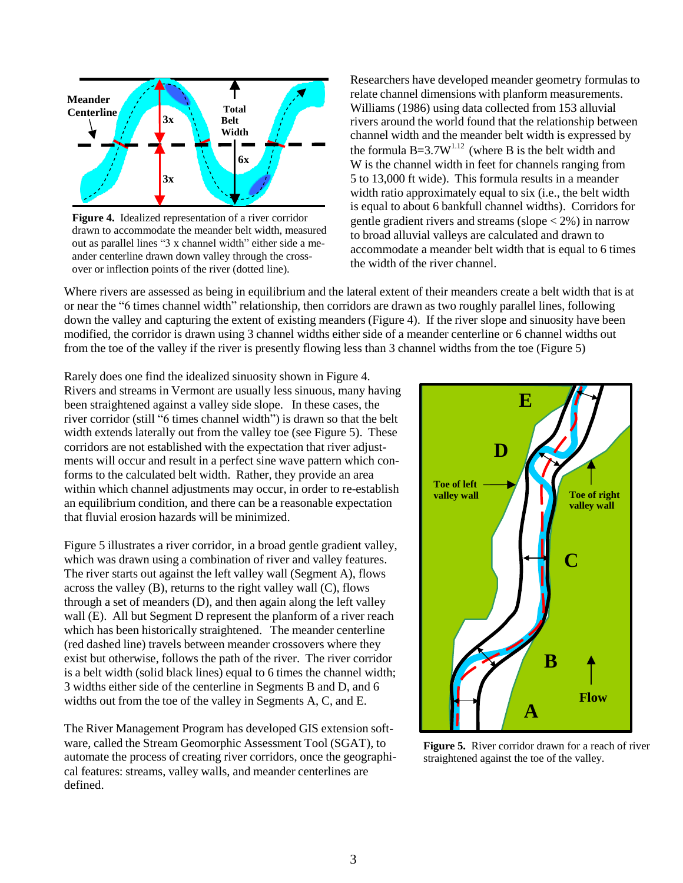**Figure 4.** Idealized representation of a river corridor drawn to accommodate the meander belt width, measured out as parallel lines "3 x channel width" either side a meander centerline drawn down valley through the cross-over or inflection points of the river (dotted line).

Researchers have developed meander geometry formulas to relate channel dimensions with planform measurements. Williams (1986) using data collected from 153 alluvial rivers around the world found that the relationship between channel width and the meander belt width is expressed by the formula $B=3.7W^{1.12}$ (where B is the belt width and W is the channel width in feet for channels ranging from 5 to 13,000 ft wide). This formula results in a meander width ratio approximately equal to six (i.e., the belt width is equal to about 6 bankfull channel widths). Corridors for gentle gradient rivers and streams (slope < 2%) in narrow to broad alluvial valleys are calculated and drawn to accommodate a meander belt width that is equal to 6 times the width of the river channel.

Where rivers are assessed as being in equilibrium and the lateral extent of their meanders create a belt width that is at or near the "6 times channel width" relationship, then corridors are drawn as two roughly parallel lines, following down the valley and capturing the extent of existing meanders (Figure 4). If the river slope and sinuosity have been modified, the corridor is drawn using 3 channel widths either side of a meander centerline or 6 channel widths out from the toe of the valley if the river is presently flowing less than 3 channel widths from the toe (Figure 5)

Rarely does one find the idealized sinuosity shown in Figure 4. Rivers and streams in Vermont are usually less sinuous, many having been straightened against a valley side slope. In these cases, the river corridor (still "6 times channel width") is drawn so that the belt width extends laterally out from the valley toe (see Figure 5). These corridors are not established with the expectation that river adjustments will occur and result in a perfect sine wave pattern which conforms to the calculated belt width. Rather, they provide an area within which channel adjustments may occur, in order to re-establish an equilibrium condition, and there can be a reasonable expectation that fluvial erosion hazards will be minimized.

Figure 5 illustrates a river corridor, in a broad gentle gradient valley, which was drawn using a combination of river and valley features. The river starts out against the left valley wall (Segment A), flows across the valley (B), returns to the right valley wall (C), flows through a set of meanders (D), and then again along the left valley wall (E). All but Segment D represent the planform of a river reach which has been historically straightened. The meander centerline (red dashed line) travels between meander crossovers where they exist but otherwise, follows the path of the river. The river corridor is a belt width (solid black lines) equal to 6 times the channel width; 3 widths either side of the centerline in Segments B and D, and 6 widths out from the toe of the valley in Segments A, C, and E.

The River Management Program has developed GIS extension software, called the Stream Geomorphic Assessment Tool (SGAT), to automate the process of creating river corridors, once the geographical features: streams, valley walls, and meander centerlines are defined.

**Figure 5.** River corridor drawn for a reach of river straightened against the toe of the valley.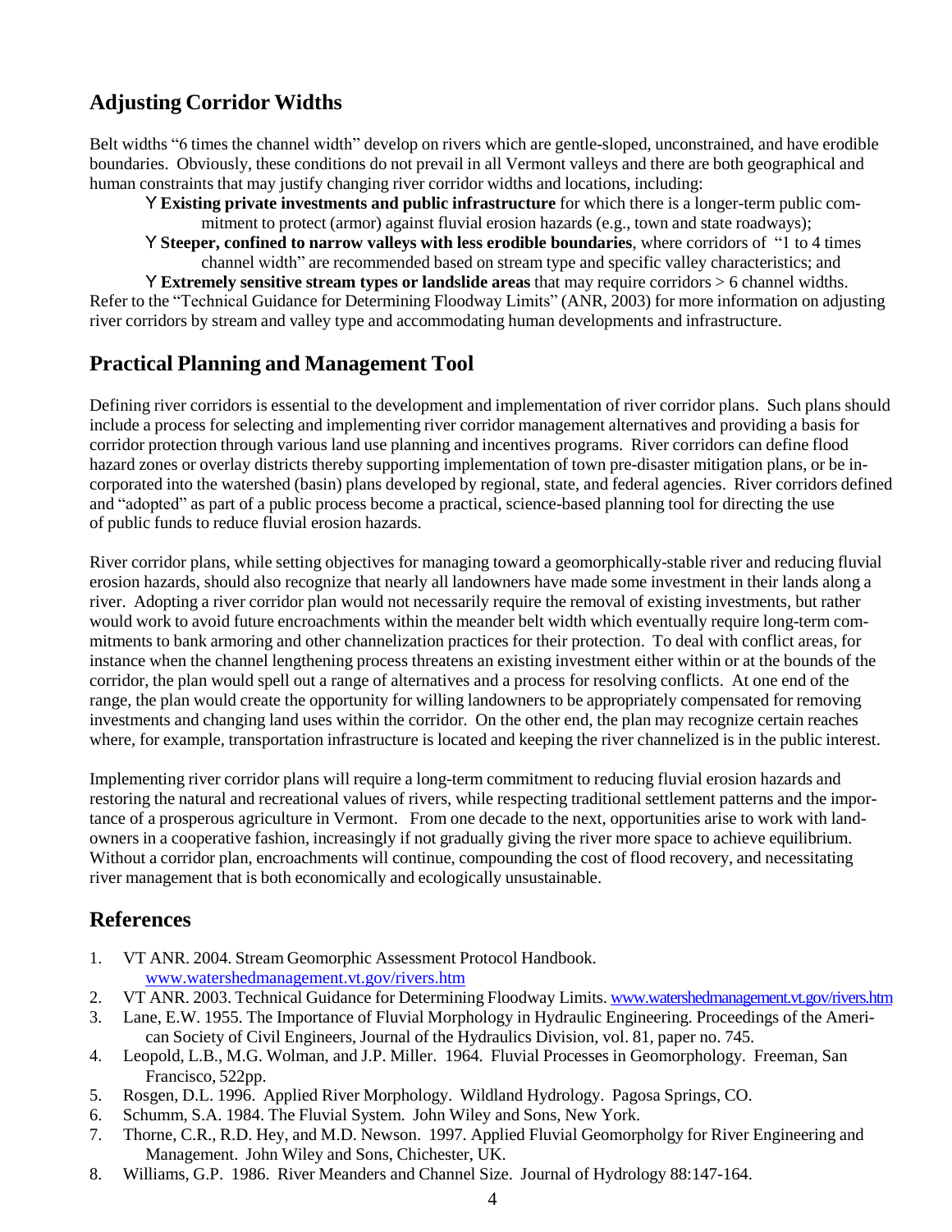## Adjusting Corridor Widths

Belt widths "6 times the channel width" develop on rivers which are gentle-sloped, unconstrained, and have erodible boundaries. Obviously, these conditions do not prevail in all Vermont valleys and there are both geographical and human constraints that may justify changing river corridor widths and locations, including:

- **Existing private investments and public infrastructure** for which there is a longer-term public commitment to protect (armor) against fluvial erosion hazards (e.g., town and state roadways);
- **Steeper, confined to narrow valleys with less erodible boundaries**, where corridors of "1 to 4 times channel width" are recommended based on stream type and specific valley characteristics; and
- **Extremely sensitive stream types or landslide areas** that may require corridors > 6 channel widths.

Refer to the "Technical Guidance for Determining Floodway Limits" (ANR, 2003) for more information on adjusting river corridors by stream and valley type and accommodating human developments and infrastructure.

## Practical Planning and Management Tool

Defining river corridors is essential to the development and implementation of river corridor plans. Such plans should include a process for selecting and implementing river corridor management alternatives and providing a basis for corridor protection through various land use planning and incentives programs. River corridors can define flood hazard zones or overlay districts thereby supporting implementation of town pre-disaster mitigation plans, or be incorporated into the watershed (basin) plans developed by regional, state, and federal agencies. River corridors defined and "adopted" as part of a public process become a practical, science-based planning tool for directing the use of public funds to reduce fluvial erosion hazards.

River corridor plans, while setting objectives for managing toward a geomorphically-stable river and reducing fluvial erosion hazards, should also recognize that nearly all landowners have made some investment in their lands along a river. Adopting a river corridor plan would not necessarily require the removal of existing investments, but rather would work to avoid future encroachments within the meander belt width which eventually require long-term commitments to bank armoring and other channelization practices for their protection. To deal with conflict areas, for instance when the channel lengthening process threatens an existing investment either within or at the bounds of the corridor, the plan would spell out a range of alternatives and a process for resolving conflicts. At one end of the range, the plan would create the opportunity for willing landowners to be appropriately compensated for removing investments and changing land uses within the corridor. On the other end, the plan may recognize certain reaches where, for example, transportation infrastructure is located and keeping the river channelized is in the public interest.

Implementing river corridor plans will require a long-term commitment to reducing fluvial erosion hazards and restoring the natural and recreational values of rivers, while respecting traditional settlement patterns and the importance of a prosperous agriculture in Vermont. From one decade to the next, opportunities arise to work with landowners in a cooperative fashion, increasingly if not gradually giving the river more space to achieve equilibrium. Without a corridor plan, encroachments will continue, compounding the cost of flood recovery, and necessitating river management that is both economically and ecologically unsustainable.

## References

1. VT ANR. 2004. Stream Geomorphic Assessment Protocol Handbook. www.watershedmanagement.vt.gov/rivers.htm
2. VT ANR. 2003. Technical Guidance for Determining Floodway Limits. www.watershedmanagement.vt.gov/rivers.htm
3. Lane, E.W. 1955. The Importance of Fluvial Morphology in Hydraulic Engineering. Proceedings of the American Society of Civil Engineers, Journal of the Hydraulics Division, vol. 81, paper no. 745.
4. Leopold, L.B., M.G. Wolman, and J.P. Miller. 1964. Fluvial Processes in Geomorphology. Freeman, San Francisco, 522pp.
5. Rosgen, D.L. 1996. Applied River Morphology. Wildland Hydrology. Pagosa Springs, CO.
6. Schumm, S.A. 1984. The Fluvial System. John Wiley and Sons, New York.
7. Thorne, C.R., R.D. Hey, and M.D. Newson. 1997. Applied Fluvial Geomorpholgy for River Engineering and Management. John Wiley and Sons, Chichester, UK.
8. Williams, G.P. 1986. River Meanders and Channel Size. Journal of Hydrology 88:147-164.